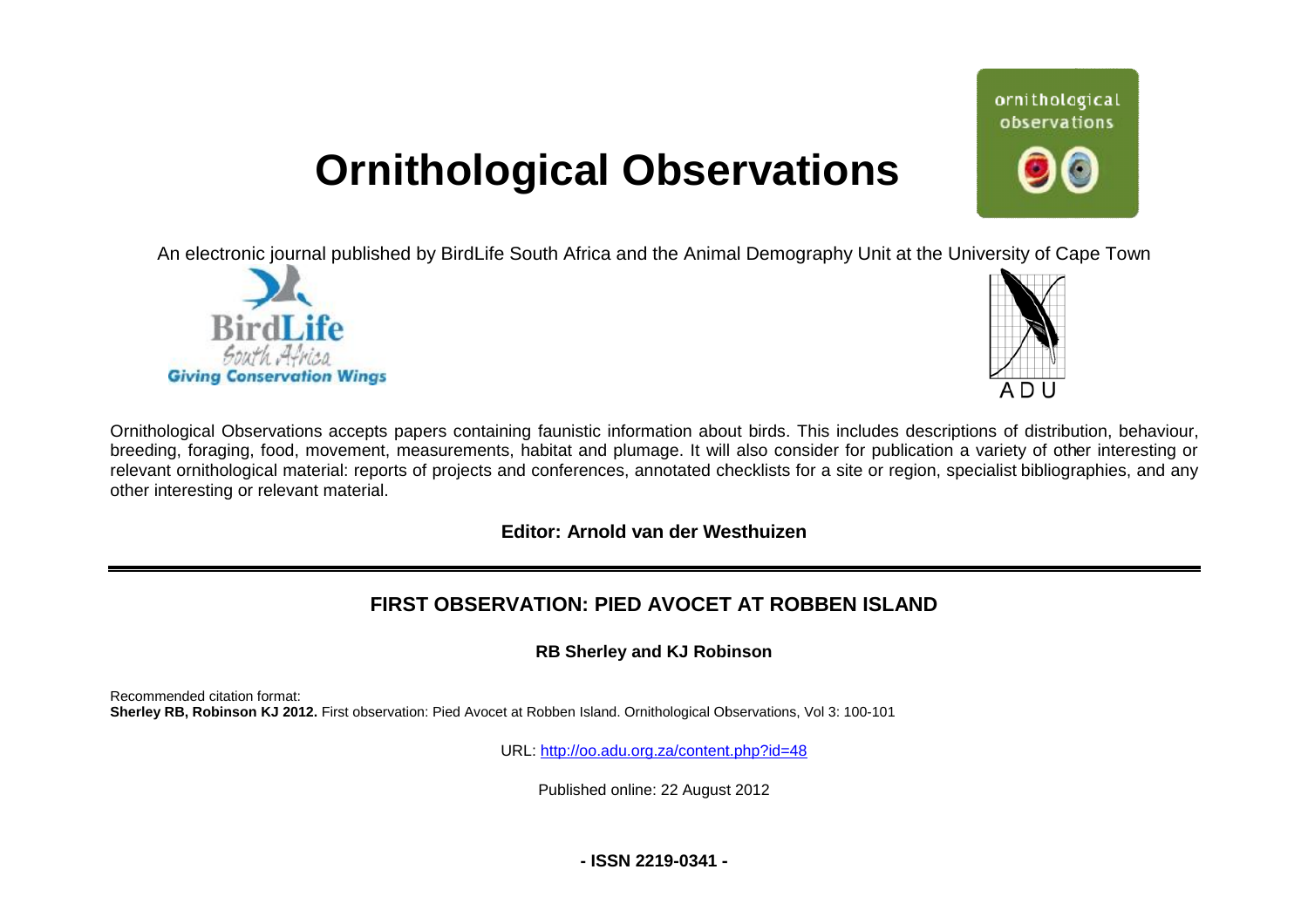# Ornithological Observations

An electronic journal published by BirdLife South Africa and the Animal Demography Unit at the University of Cape Town

Ornithological Observations accepts papers containing faunistic information about birds. This includes descriptions of distribution, behaviour, breeding, foraging, food, movement, measurements, habitat and plumage. It will also consider for publication a variety of other interesting or relevant ornithological material: reports of projects and conferences, annotated checklists for a site or region, specialist bibliographies, and any other interesting or relevant material.

**Editor: Arnold van der Westhuizen**

---

## FIRST OBSERVATION: PIED AVOCET AT ROBBEN ISLAND

**RB Sherley and KJ Robinson**

Recommended citation format:
**Sherley RB, Robinson KJ 2012.** First observation: Pied Avocet at Robben Island. Ornithological Observations, Vol 3: 100-101

URL: http://oo.adu.org.za/content.php?id=48

Published online: 22 August 2012

**- ISSN 2219-0341 -**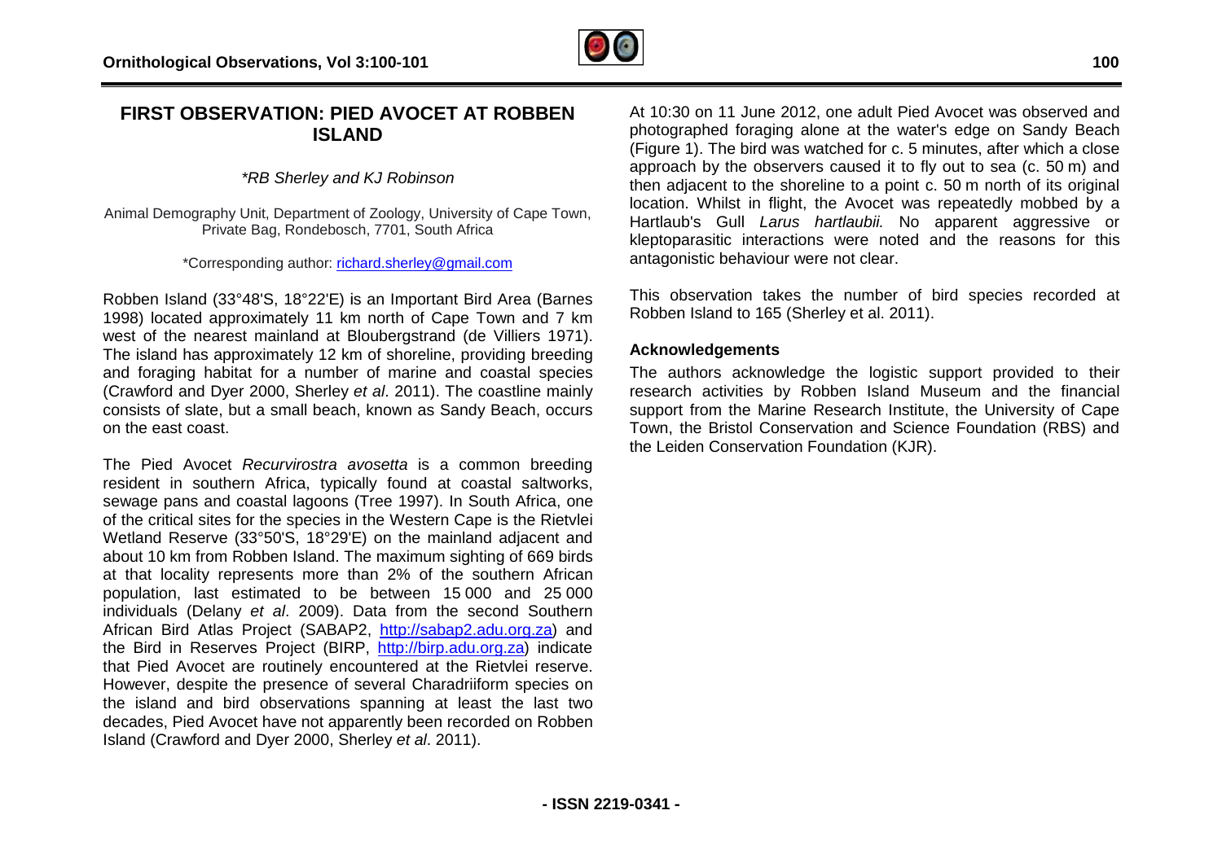# FIRST OBSERVATION: PIED AVOCET AT ROBBEN ISLAND

*\*RB Sherley and KJ Robinson*

Animal Demography Unit, Department of Zoology, University of Cape Town, Private Bag, Rondebosch, 7701, South Africa

\*Corresponding author: richard.sherley@gmail.com

Robben Island (33°48'S, 18°22'E) is an Important Bird Area (Barnes 1998) located approximately 11 km north of Cape Town and 7 km west of the nearest mainland at Bloubergstrand (de Villiers 1971). The island has approximately 12 km of shoreline, providing breeding and foraging habitat for a number of marine and coastal species (Crawford and Dyer 2000, Sherley *et al*. 2011). The coastline mainly consists of slate, but a small beach, known as Sandy Beach, occurs on the east coast.

The Pied Avocet *Recurvirostra avosetta* is a common breeding resident in southern Africa, typically found at coastal saltworks, sewage pans and coastal lagoons (Tree 1997). In South Africa, one of the critical sites for the species in the Western Cape is the Rietvlei Wetland Reserve (33°50'S, 18°29'E) on the mainland adjacent and about 10 km from Robben Island. The maximum sighting of 669 birds at that locality represents more than 2% of the southern African population, last estimated to be between 15 000 and 25 000 individuals (Delany *et al*. 2009). Data from the second Southern African Bird Atlas Project (SABAP2, http://sabap2.adu.org.za) and the Bird in Reserves Project (BIRP, http://birp.adu.org.za) indicate that Pied Avocet are routinely encountered at the Rietvlei reserve. However, despite the presence of several Charadriiform species on the island and bird observations spanning at least the last two decades, Pied Avocet have not apparently been recorded on Robben Island (Crawford and Dyer 2000, Sherley *et al*. 2011).

At 10:30 on 11 June 2012, one adult Pied Avocet was observed and photographed foraging alone at the water's edge on Sandy Beach (Figure 1). The bird was watched for c. 5 minutes, after which a close approach by the observers caused it to fly out to sea (c. 50 m) and then adjacent to the shoreline to a point c. 50 m north of its original location. Whilst in flight, the Avocet was repeatedly mobbed by a Hartlaub's Gull *Larus hartlaubii.* No apparent aggressive or kleptoparasitic interactions were noted and the reasons for this antagonistic behaviour were not clear.

This observation takes the number of bird species recorded at Robben Island to 165 (Sherley et al. 2011).

## Acknowledgements

The authors acknowledge the logistic support provided to their research activities by Robben Island Museum and the financial support from the Marine Research Institute, the University of Cape Town, the Bristol Conservation and Science Foundation (RBS) and the Leiden Conservation Foundation (KJR).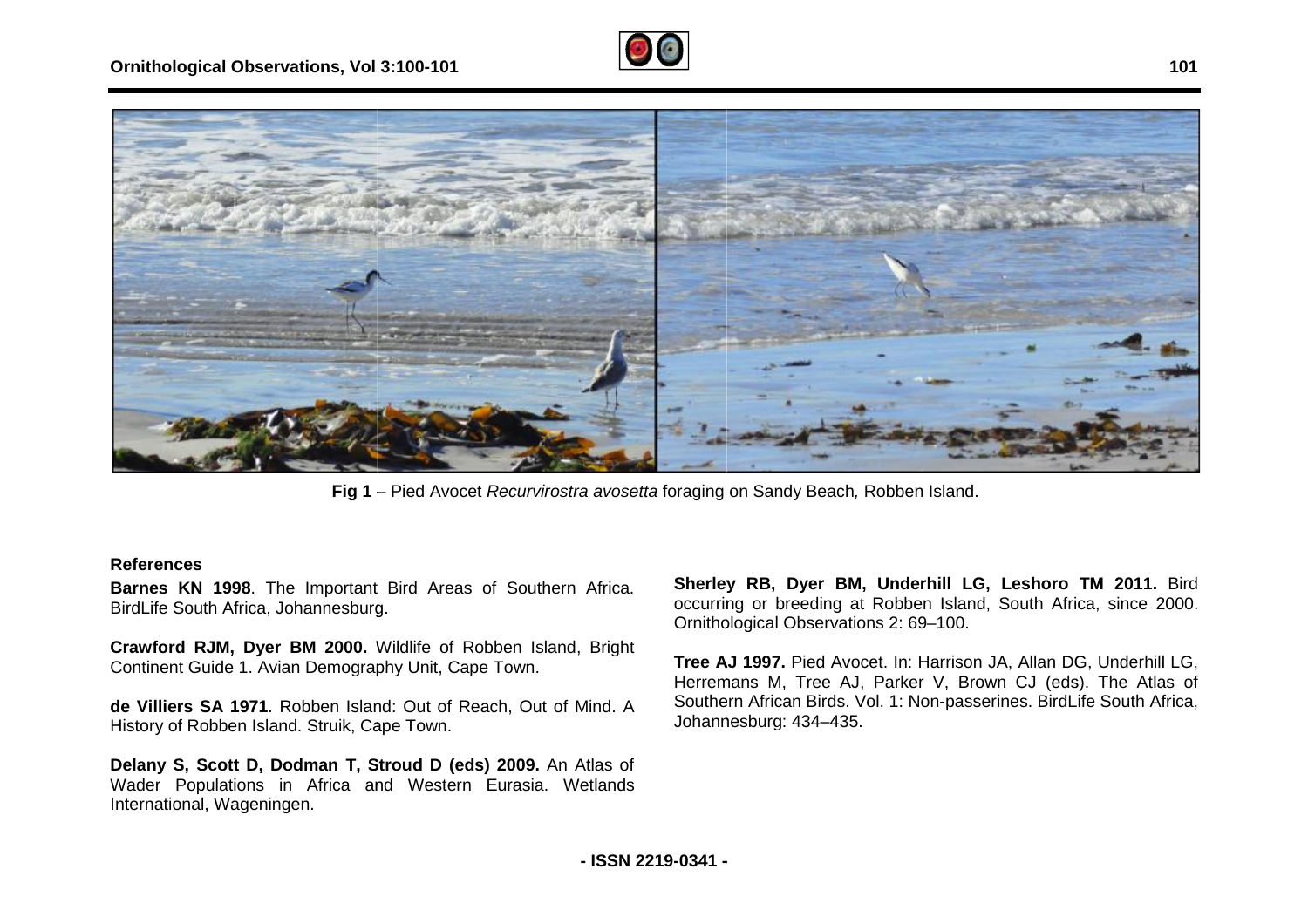**Fig 1** – Pied Avocet *Recurvirostra avosetta* foraging on Sandy Beach*,* Robben Island.

## References

**Barnes KN 1998**. The Important Bird Areas of Southern Africa. BirdLife South Africa, Johannesburg.

**Crawford RJM, Dyer BM 2000.** Wildlife of Robben Island, Bright Continent Guide 1. Avian Demography Unit, Cape Town.

**de Villiers SA 1971**. Robben Island: Out of Reach, Out of Mind. A History of Robben Island. Struik, Cape Town.

**Delany S, Scott D, Dodman T, Stroud D (eds) 2009.** An Atlas of Wader Populations in Africa and Western Eurasia. Wetlands International, Wageningen.

**Sherley RB, Dyer BM, Underhill LG, Leshoro TM 2011.** Bird occurring or breeding at Robben Island, South Africa, since 2000. Ornithological Observations 2: 69–100.

**Tree AJ 1997.** Pied Avocet. In: Harrison JA, Allan DG, Underhill LG, Herremans M, Tree AJ, Parker V, Brown CJ (eds). The Atlas of Southern African Birds. Vol. 1: Non-passerines. BirdLife South Africa, Johannesburg: 434–435.